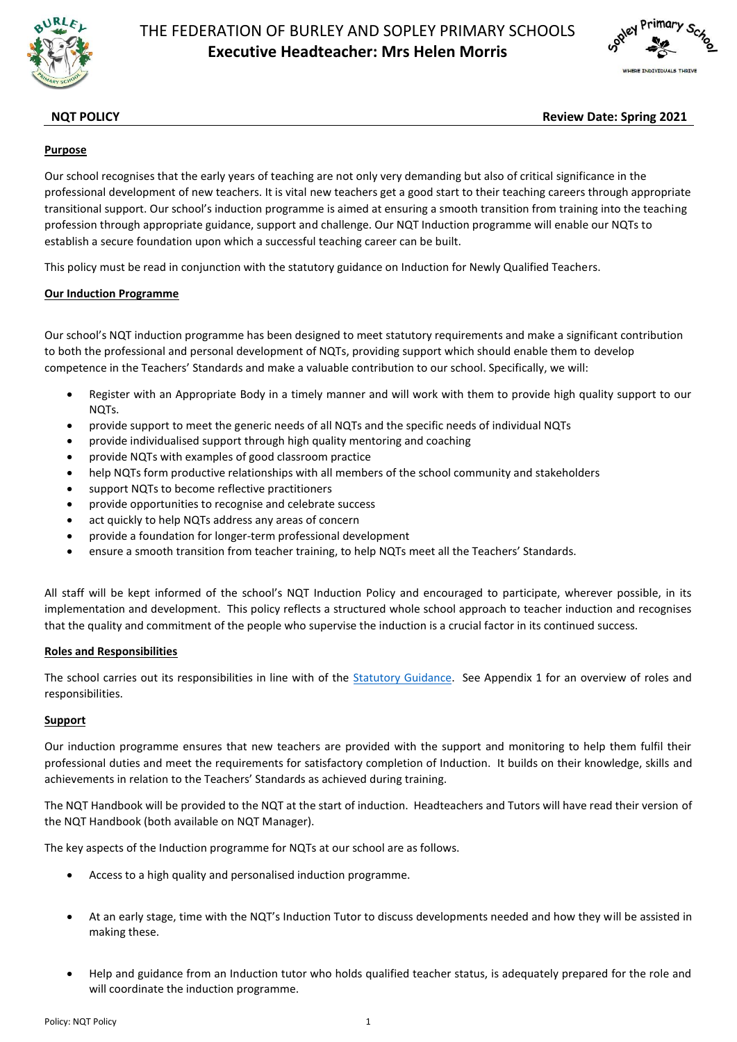# THE FEDERATION OF BURLEY AND SOPLEY PRIMARY SCHOOLS
## Executive Headteacher: Mrs Helen Morris

**NQT POLICY** **Review Date: Spring 2021**

### Purpose

Our school recognises that the early years of teaching are not only very demanding but also of critical significance in the professional development of new teachers. It is vital new teachers get a good start to their teaching careers through appropriate transitional support. Our school's induction programme is aimed at ensuring a smooth transition from training into the teaching profession through appropriate guidance, support and challenge. Our NQT Induction programme will enable our NQTs to establish a secure foundation upon which a successful teaching career can be built.

This policy must be read in conjunction with the statutory guidance on Induction for Newly Qualified Teachers.

### Our Induction Programme

Our school's NQT induction programme has been designed to meet statutory requirements and make a significant contribution to both the professional and personal development of NQTs, providing support which should enable them to develop competence in the Teachers' Standards and make a valuable contribution to our school. Specifically, we will:

- Register with an Appropriate Body in a timely manner and will work with them to provide high quality support to our NQTs.
- provide support to meet the generic needs of all NQTs and the specific needs of individual NQTs
- provide individualised support through high quality mentoring and coaching
- provide NQTs with examples of good classroom practice
- help NQTs form productive relationships with all members of the school community and stakeholders
- support NQTs to become reflective practitioners
- provide opportunities to recognise and celebrate success
- act quickly to help NQTs address any areas of concern
- provide a foundation for longer-term professional development
- ensure a smooth transition from teacher training, to help NQTs meet all the Teachers' Standards.

All staff will be kept informed of the school's NQT Induction Policy and encouraged to participate, wherever possible, in its implementation and development. This policy reflects a structured whole school approach to teacher induction and recognises that the quality and commitment of the people who supervise the induction is a crucial factor in its continued success.

### Roles and Responsibilities

The school carries out its responsibilities in line with of the Statutory Guidance. See Appendix 1 for an overview of roles and responsibilities.

### Support

Our induction programme ensures that new teachers are provided with the support and monitoring to help them fulfil their professional duties and meet the requirements for satisfactory completion of Induction. It builds on their knowledge, skills and achievements in relation to the Teachers' Standards as achieved during training.

The NQT Handbook will be provided to the NQT at the start of induction. Headteachers and Tutors will have read their version of the NQT Handbook (both available on NQT Manager).

The key aspects of the Induction programme for NQTs at our school are as follows.

- Access to a high quality and personalised induction programme.
- At an early stage, time with the NQT's Induction Tutor to discuss developments needed and how they will be assisted in making these.
- Help and guidance from an Induction tutor who holds qualified teacher status, is adequately prepared for the role and will coordinate the induction programme.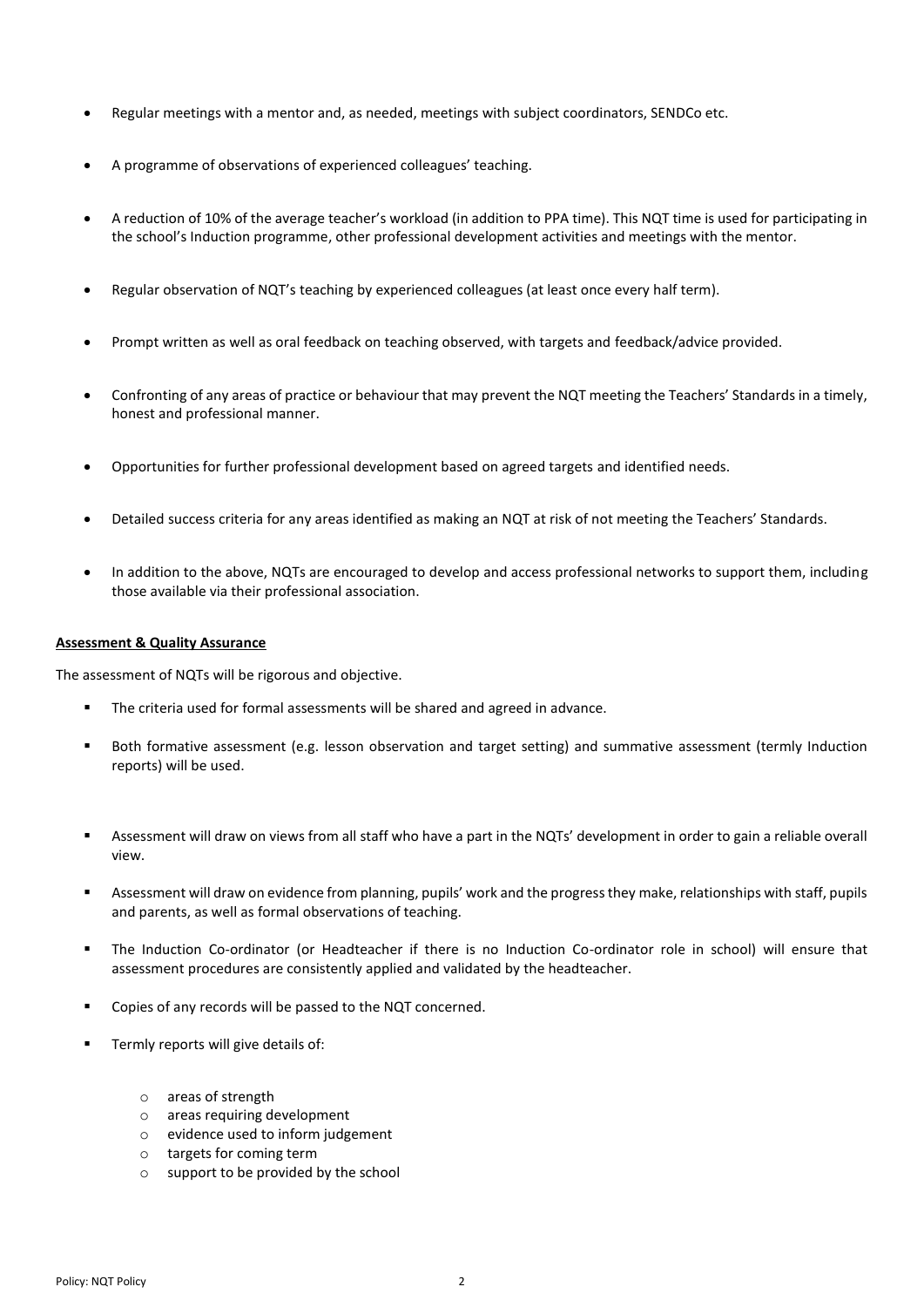- Regular meetings with a mentor and, as needed, meetings with subject coordinators, SENDCo etc.
- A programme of observations of experienced colleagues' teaching.
- A reduction of 10% of the average teacher's workload (in addition to PPA time). This NQT time is used for participating in the school's Induction programme, other professional development activities and meetings with the mentor.
- Regular observation of NQT's teaching by experienced colleagues (at least once every half term).
- Prompt written as well as oral feedback on teaching observed, with targets and feedback/advice provided.
- Confronting of any areas of practice or behaviour that may prevent the NQT meeting the Teachers' Standards in a timely, honest and professional manner.
- Opportunities for further professional development based on agreed targets and identified needs.
- Detailed success criteria for any areas identified as making an NQT at risk of not meeting the Teachers' Standards.
- In addition to the above, NQTs are encouraged to develop and access professional networks to support them, including those available via their professional association.

**Assessment & Quality Assurance**

The assessment of NQTs will be rigorous and objective.

- The criteria used for formal assessments will be shared and agreed in advance.
- Both formative assessment (e.g. lesson observation and target setting) and summative assessment (termly Induction reports) will be used.
- Assessment will draw on views from all staff who have a part in the NQTs' development in order to gain a reliable overall view.
- Assessment will draw on evidence from planning, pupils' work and the progress they make, relationships with staff, pupils and parents, as well as formal observations of teaching.
- The Induction Co-ordinator (or Headteacher if there is no Induction Co-ordinator role in school) will ensure that assessment procedures are consistently applied and validated by the headteacher.
- Copies of any records will be passed to the NQT concerned.
- Termly reports will give details of:
  - areas of strength
  - areas requiring development
  - evidence used to inform judgement
  - targets for coming term
  - support to be provided by the school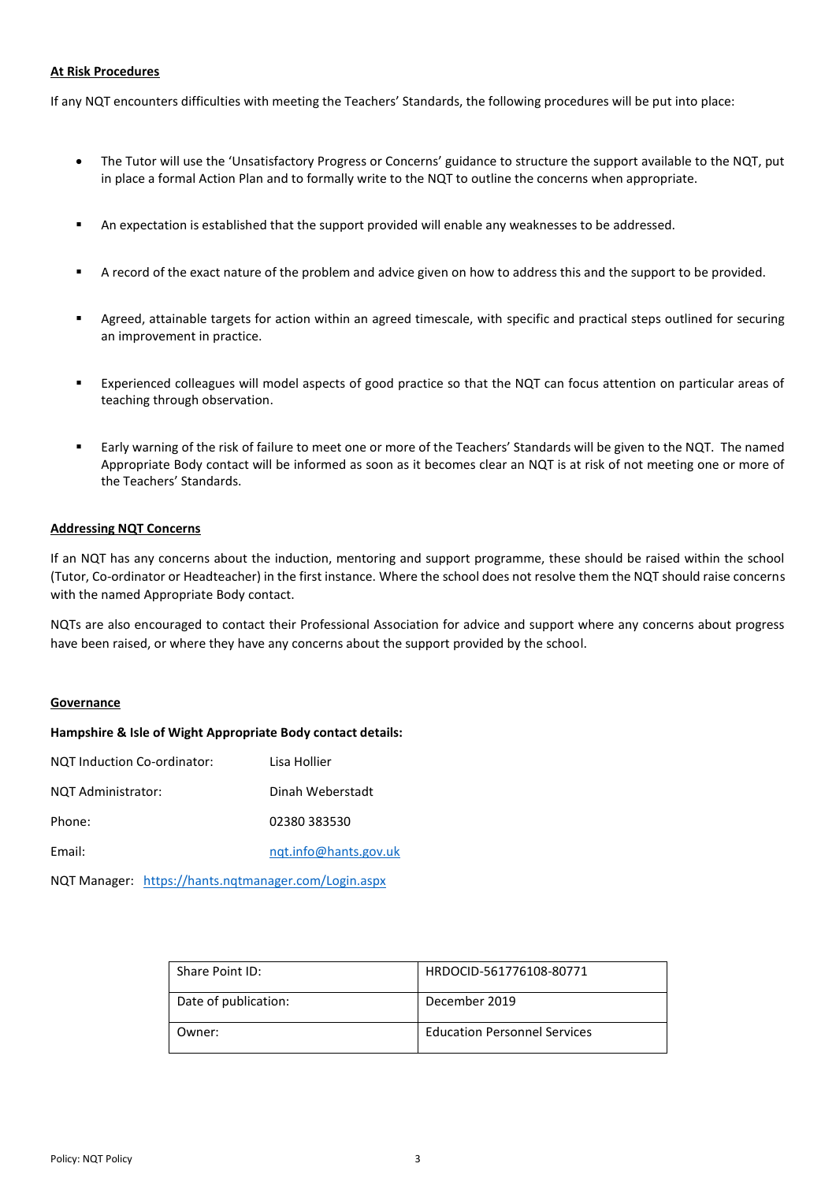**At Risk Procedures**

If any NQT encounters difficulties with meeting the Teachers' Standards, the following procedures will be put into place:

- The Tutor will use the 'Unsatisfactory Progress or Concerns' guidance to structure the support available to the NQT, put in place a formal Action Plan and to formally write to the NQT to outline the concerns when appropriate.

- An expectation is established that the support provided will enable any weaknesses to be addressed.

- A record of the exact nature of the problem and advice given on how to address this and the support to be provided.

- Agreed, attainable targets for action within an agreed timescale, with specific and practical steps outlined for securing an improvement in practice.

- Experienced colleagues will model aspects of good practice so that the NQT can focus attention on particular areas of teaching through observation.

- Early warning of the risk of failure to meet one or more of the Teachers' Standards will be given to the NQT. The named Appropriate Body contact will be informed as soon as it becomes clear an NQT is at risk of not meeting one or more of the Teachers' Standards.

**Addressing NQT Concerns**

If an NQT has any concerns about the induction, mentoring and support programme, these should be raised within the school (Tutor, Co-ordinator or Headteacher) in the first instance. Where the school does not resolve them the NQT should raise concerns with the named Appropriate Body contact.

NQTs are also encouraged to contact their Professional Association for advice and support where any concerns about progress have been raised, or where they have any concerns about the support provided by the school.

**Governance**

**Hampshire & Isle of Wight Appropriate Body contact details:**

NQT Induction Co-ordinator: Lisa Hollier

NQT Administrator: Dinah Weberstadt

Phone: 02380 383530

Email: nqt.info@hants.gov.uk

NQT Manager: https://hants.nqtmanager.com/Login.aspx

| Share Point ID: | HRDOCID-561776108-80771 |
|---|---|
| Date of publication: | December 2019 |
| Owner: | Education Personnel Services |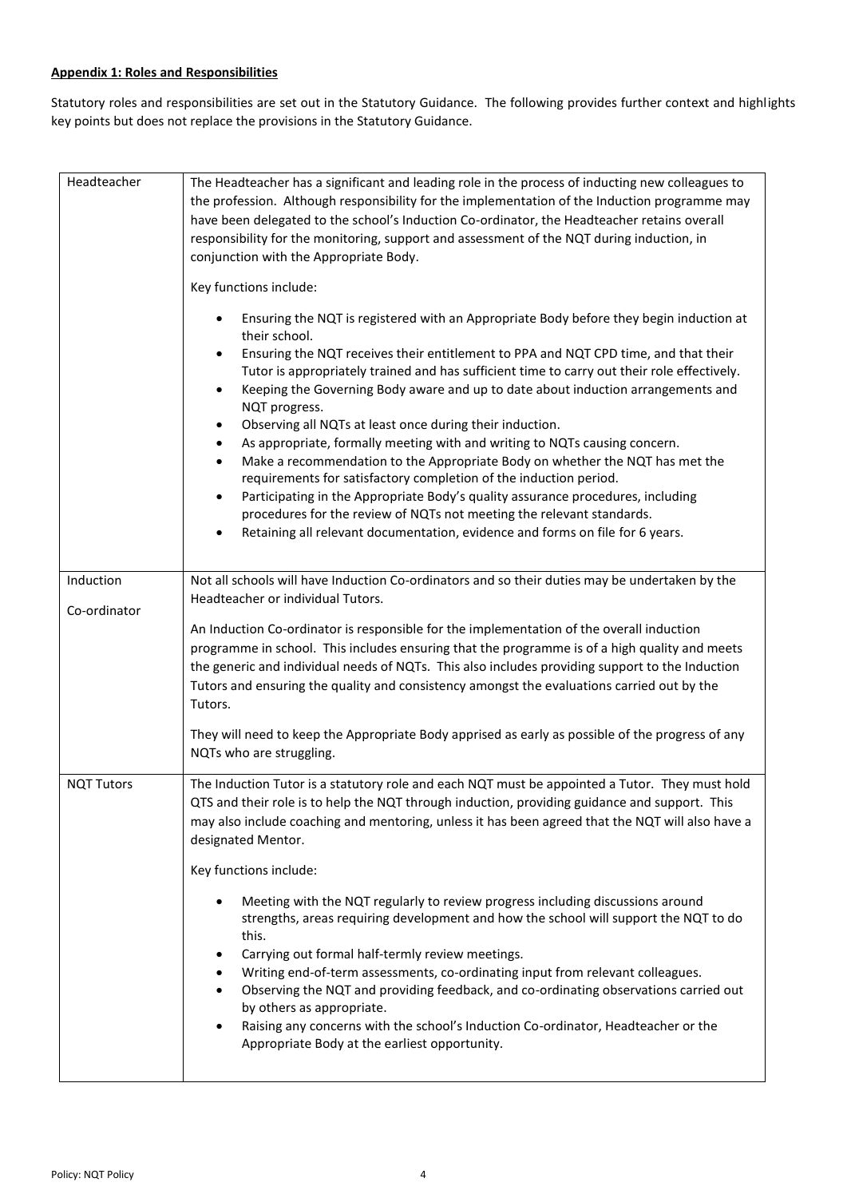**Appendix 1: Roles and Responsibilities**

Statutory roles and responsibilities are set out in the Statutory Guidance. The following provides further context and highlights key points but does not replace the provisions in the Statutory Guidance.

| | |
|---|---|
| Headteacher | The Headteacher has a significant and leading role in the process of inducting new colleagues to the profession. Although responsibility for the implementation of the Induction programme may have been delegated to the school's Induction Co-ordinator, the Headteacher retains overall responsibility for the monitoring, support and assessment of the NQT during induction, in conjunction with the Appropriate Body.<br><br>Key functions include:<br><br>• Ensuring the NQT is registered with an Appropriate Body before they begin induction at their school.<br>• Ensuring the NQT receives their entitlement to PPA and NQT CPD time, and that their Tutor is appropriately trained and has sufficient time to carry out their role effectively.<br>• Keeping the Governing Body aware and up to date about induction arrangements and NQT progress.<br>• Observing all NQTs at least once during their induction.<br>• As appropriate, formally meeting with and writing to NQTs causing concern.<br>• Make a recommendation to the Appropriate Body on whether the NQT has met the requirements for satisfactory completion of the induction period.<br>• Participating in the Appropriate Body's quality assurance procedures, including procedures for the review of NQTs not meeting the relevant standards.<br>• Retaining all relevant documentation, evidence and forms on file for 6 years. |
| Induction Co-ordinator | Not all schools will have Induction Co-ordinators and so their duties may be undertaken by the Headteacher or individual Tutors.<br><br>An Induction Co-ordinator is responsible for the implementation of the overall induction programme in school. This includes ensuring that the programme is of a high quality and meets the generic and individual needs of NQTs. This also includes providing support to the Induction Tutors and ensuring the quality and consistency amongst the evaluations carried out by the Tutors.<br><br>They will need to keep the Appropriate Body apprised as early as possible of the progress of any NQTs who are struggling. |
| NQT Tutors | The Induction Tutor is a statutory role and each NQT must be appointed a Tutor. They must hold QTS and their role is to help the NQT through induction, providing guidance and support. This may also include coaching and mentoring, unless it has been agreed that the NQT will also have a designated Mentor.<br><br>Key functions include:<br><br>• Meeting with the NQT regularly to review progress including discussions around strengths, areas requiring development and how the school will support the NQT to do this.<br>• Carrying out formal half-termly review meetings.<br>• Writing end-of-term assessments, co-ordinating input from relevant colleagues.<br>• Observing the NQT and providing feedback, and co-ordinating observations carried out by others as appropriate.<br>• Raising any concerns with the school's Induction Co-ordinator, Headteacher or the Appropriate Body at the earliest opportunity. |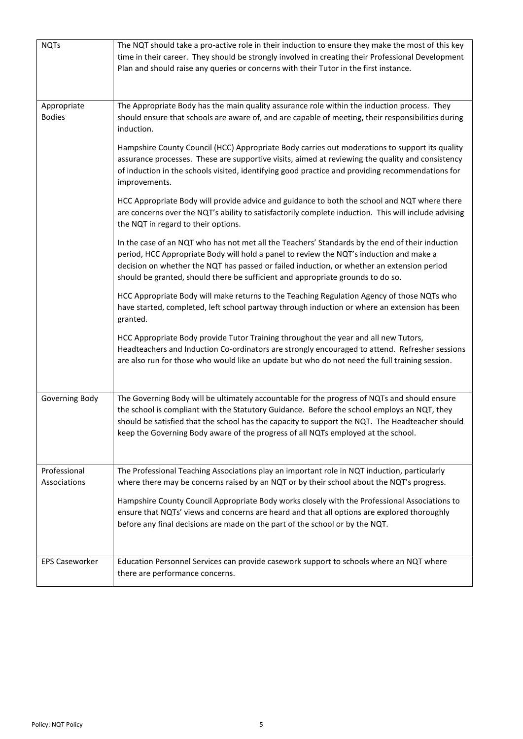| | |
|---|---|
| NQTs | The NQT should take a pro-active role in their induction to ensure they make the most of this key time in their career. They should be strongly involved in creating their Professional Development Plan and should raise any queries or concerns with their Tutor in the first instance. |
| Appropriate Bodies | The Appropriate Body has the main quality assurance role within the induction process. They should ensure that schools are aware of, and are capable of meeting, their responsibilities during induction.<br><br>Hampshire County Council (HCC) Appropriate Body carries out moderations to support its quality assurance processes. These are supportive visits, aimed at reviewing the quality and consistency of induction in the schools visited, identifying good practice and providing recommendations for improvements.<br><br>HCC Appropriate Body will provide advice and guidance to both the school and NQT where there are concerns over the NQT's ability to satisfactorily complete induction. This will include advising the NQT in regard to their options.<br><br>In the case of an NQT who has not met all the Teachers' Standards by the end of their induction period, HCC Appropriate Body will hold a panel to review the NQT's induction and make a decision on whether the NQT has passed or failed induction, or whether an extension period should be granted, should there be sufficient and appropriate grounds to do so.<br><br>HCC Appropriate Body will make returns to the Teaching Regulation Agency of those NQTs who have started, completed, left school partway through induction or where an extension has been granted.<br><br>HCC Appropriate Body provide Tutor Training throughout the year and all new Tutors, Headteachers and Induction Co-ordinators are strongly encouraged to attend. Refresher sessions are also run for those who would like an update but who do not need the full training session. |
| Governing Body | The Governing Body will be ultimately accountable for the progress of NQTs and should ensure the school is compliant with the Statutory Guidance. Before the school employs an NQT, they should be satisfied that the school has the capacity to support the NQT. The Headteacher should keep the Governing Body aware of the progress of all NQTs employed at the school. |
| Professional Associations | The Professional Teaching Associations play an important role in NQT induction, particularly where there may be concerns raised by an NQT or by their school about the NQT's progress.<br><br>Hampshire County Council Appropriate Body works closely with the Professional Associations to ensure that NQTs' views and concerns are heard and that all options are explored thoroughly before any final decisions are made on the part of the school or by the NQT. |
| EPS Caseworker | Education Personnel Services can provide casework support to schools where an NQT where there are performance concerns. |